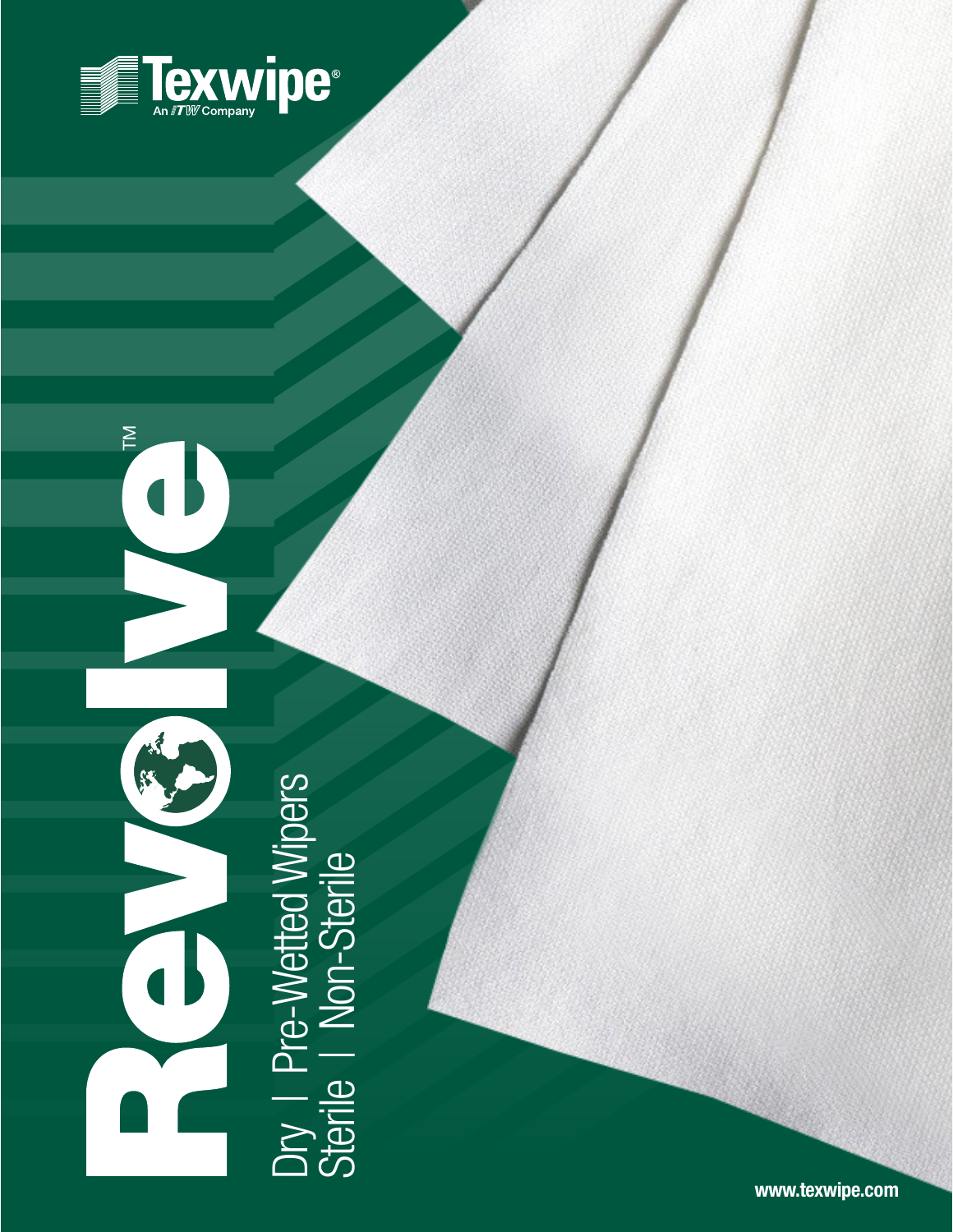Texwipe®
An ITW Company

# Revolve™

Dry | Pre-Wetted Wipers
Sterile | Non-Sterile

www.texwipe.com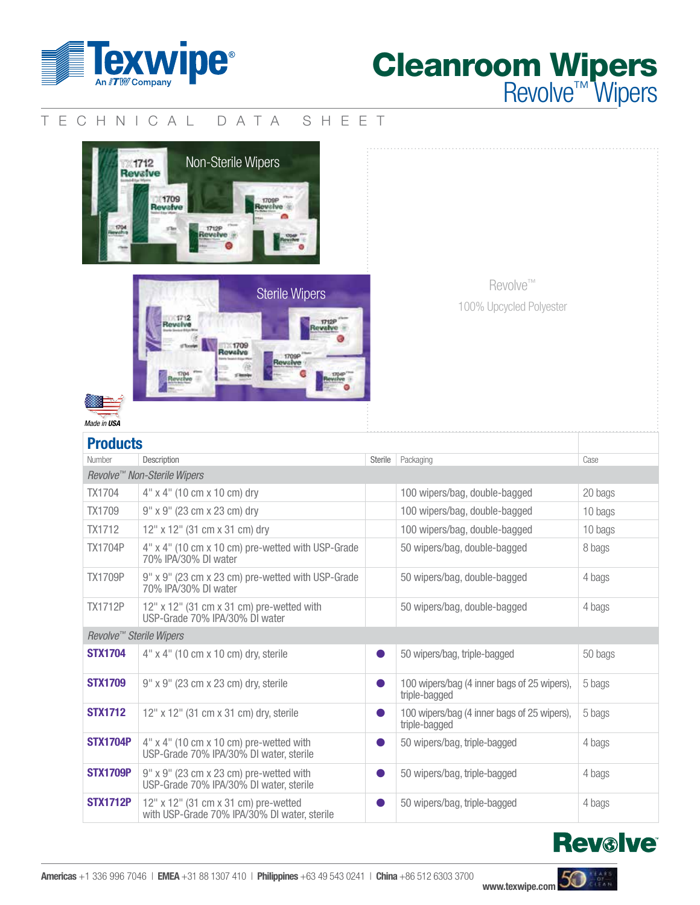# Cleanroom Wipers
## Revolve™ Wipers

TECHNICAL DATA SHEET

Non-Sterile Wipers

Sterile Wipers

Made in USA

Revolve™

100% Upcycled Polyester

## Products

| Number | Description | Sterile | Packaging | Case |
|---|---|---|---|---|
| *Revolve™ Non-Sterile Wipers* | | | | |
| TX1704 | 4" x 4" (10 cm x 10 cm) dry | | 100 wipers/bag, double-bagged | 20 bags |
| TX1709 | 9" x 9" (23 cm x 23 cm) dry | | 100 wipers/bag, double-bagged | 10 bags |
| TX1712 | 12" x 12" (31 cm x 31 cm) dry | | 100 wipers/bag, double-bagged | 10 bags |
| TX1704P | 4" x 4" (10 cm x 10 cm) pre-wetted with USP-Grade 70% IPA/30% DI water | | 50 wipers/bag, double-bagged | 8 bags |
| TX1709P | 9" x 9" (23 cm x 23 cm) pre-wetted with USP-Grade 70% IPA/30% DI water | | 50 wipers/bag, double-bagged | 4 bags |
| TX1712P | 12" x 12" (31 cm x 31 cm) pre-wetted with USP-Grade 70% IPA/30% DI water | | 50 wipers/bag, double-bagged | 4 bags |
| *Revolve™ Sterile Wipers* | | | | |
| **STX1704** | 4" x 4" (10 cm x 10 cm) dry, sterile | ● | 50 wipers/bag, triple-bagged | 50 bags |
| **STX1709** | 9" x 9" (23 cm x 23 cm) dry, sterile | ● | 100 wipers/bag (4 inner bags of 25 wipers), triple-bagged | 5 bags |
| **STX1712** | 12" x 12" (31 cm x 31 cm) dry, sterile | ● | 100 wipers/bag (4 inner bags of 25 wipers), triple-bagged | 5 bags |
| **STX1704P** | 4" x 4" (10 cm x 10 cm) pre-wetted with USP-Grade 70% IPA/30% DI water, sterile | ● | 50 wipers/bag, triple-bagged | 4 bags |
| **STX1709P** | 9" x 9" (23 cm x 23 cm) pre-wetted with USP-Grade 70% IPA/30% DI water, sterile | ● | 50 wipers/bag, triple-bagged | 4 bags |
| **STX1712P** | 12" x 12" (31 cm x 31 cm) pre-wetted with USP-Grade 70% IPA/30% DI water, sterile | ● | 50 wipers/bag, triple-bagged | 4 bags |

**Americas** +1 336 996 7046 | **EMEA** +31 88 1307 410 | **Philippines** +63 49 543 0241 | **China** +86 512 6303 3700

**www.texwipe.com**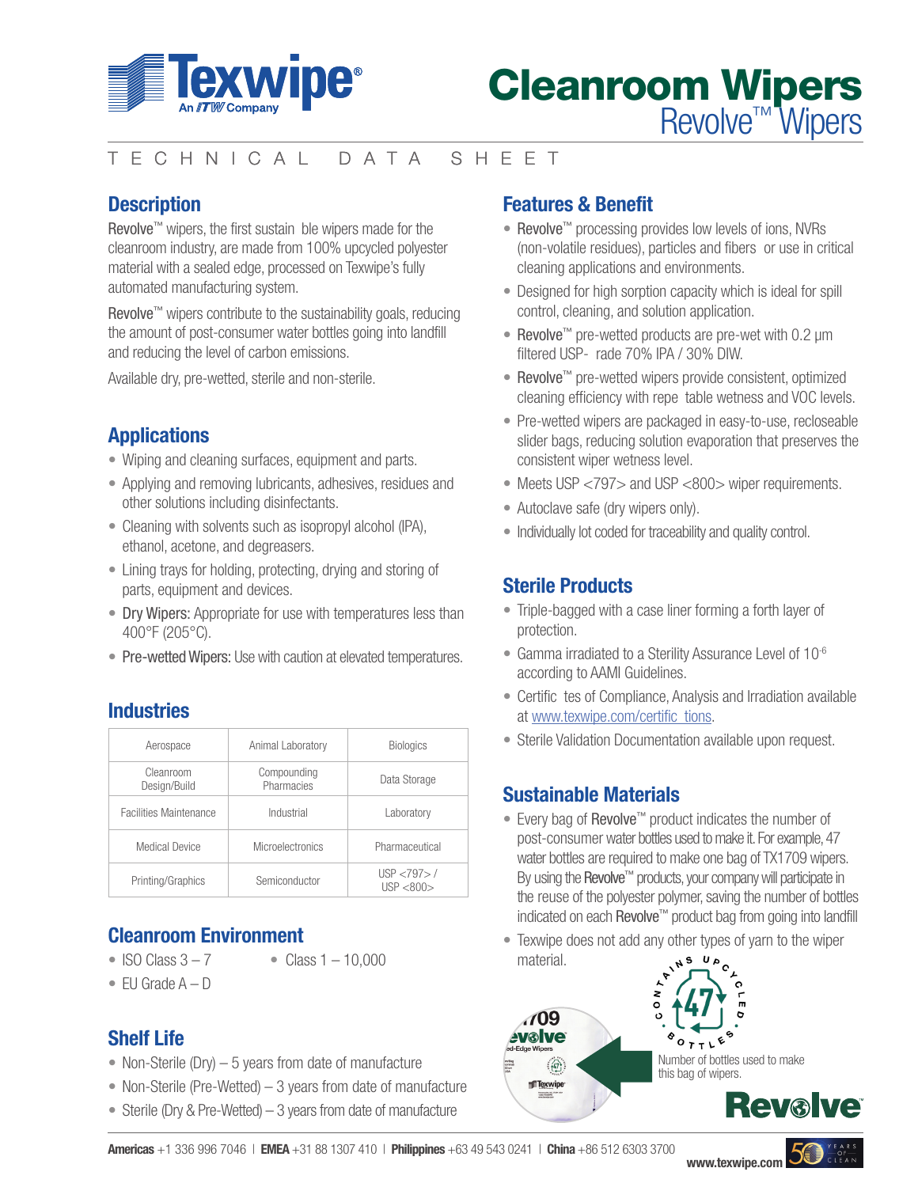# Cleanroom Wipers

## Revolve™ Wipers

TECHNICAL DATA SHEET

## Description

Revolve™ wipers, the first sustain ble wipers made for the cleanroom industry, are made from 100% upcycled polyester material with a sealed edge, processed on Texwipe's fully automated manufacturing system.

Revolve™ wipers contribute to the sustainability goals, reducing the amount of post-consumer water bottles going into landfill and reducing the level of carbon emissions.

Available dry, pre-wetted, sterile and non-sterile.

## Applications

- Wiping and cleaning surfaces, equipment and parts.
- Applying and removing lubricants, adhesives, residues and other solutions including disinfectants.
- Cleaning with solvents such as isopropyl alcohol (IPA), ethanol, acetone, and degreasers.
- Lining trays for holding, protecting, drying and storing of parts, equipment and devices.
- Dry Wipers: Appropriate for use with temperatures less than 400°F (205°C).
- Pre-wetted Wipers: Use with caution at elevated temperatures.

## Industries

| Aerospace | Animal Laboratory | Biologics |
|---|---|---|
| Cleanroom Design/Build | Compounding Pharmacies | Data Storage |
| Facilities Maintenance | Industrial | Laboratory |
| Medical Device | Microelectronics | Pharmaceutical |
| Printing/Graphics | Semiconductor | USP <797> / USP <800> |

## Cleanroom Environment

- ISO Class 3 – 7
- EU Grade A – D
- Class 1 – 10,000

## Shelf Life

- Non-Sterile (Dry) – 5 years from date of manufacture
- Non-Sterile (Pre-Wetted) – 3 years from date of manufacture
- Sterile (Dry & Pre-Wetted) – 3 years from date of manufacture

## Features & Benefit

- Revolve™ processing provides low levels of ions, NVRs (non-volatile residues), particles and fibers or use in critical cleaning applications and environments.
- Designed for high sorption capacity which is ideal for spill control, cleaning, and solution application.
- Revolve™ pre-wetted products are pre-wet with 0.2 µm filtered USP- rade 70% IPA / 30% DIW.
- Revolve™ pre-wetted wipers provide consistent, optimized cleaning efficiency with repe table wetness and VOC levels.
- Pre-wetted wipers are packaged in easy-to-use, recloseable slider bags, reducing solution evaporation that preserves the consistent wiper wetness level.
- Meets USP <797> and USP <800> wiper requirements.
- Autoclave safe (dry wipers only).
- Individually lot coded for traceability and quality control.

## Sterile Products

- Triple-bagged with a case liner forming a forth layer of protection.
- Gamma irradiated to a Sterility Assurance Level of $10^{-6}$ according to AAMI Guidelines.
- Certific tes of Compliance, Analysis and Irradiation available at www.texwipe.com/certific tions.
- Sterile Validation Documentation available upon request.

## Sustainable Materials

- Every bag of Revolve™ product indicates the number of post-consumer water bottles used to make it. For example, 47 water bottles are required to make one bag of TX1709 wipers. By using the Revolve™ products, your company will participate in the reuse of the polyester polymer, saving the number of bottles indicated on each Revolve™ product bag from going into landfill
- Texwipe does not add any other types of yarn to the wiper material.

CONTAINS UPCYCLED 47 BOTTLES

Number of bottles used to make this bag of wipers.

Americas +1 336 996 7046 | EMEA +31 88 1307 410 | Philippines +63 49 543 0241 | China +86 512 6303 3700

www.texwipe.com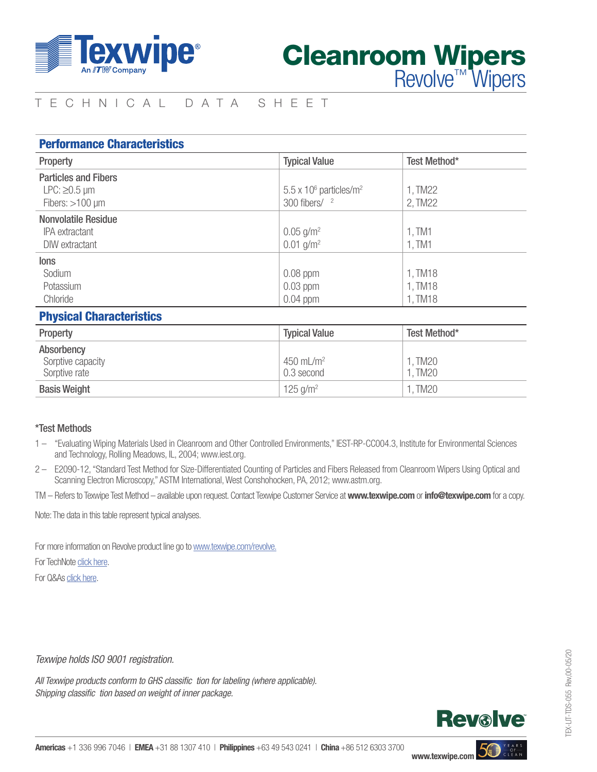# Cleanroom Wipers

Revolve™ Wipers

TECHNICAL DATA SHEET

## Performance Characteristics

| Property | Typical Value | Test Method* |
|---|---|---|
| **Particles and Fibers** | | |
| LPC: ≥0.5 µm | $5.5 \times 10^6$ particles/m$^2$ | 1, TM22 |
| Fibers: >100 µm | 300 fibers/ 2 | 2, TM22 |
| **Nonvolatile Residue** | | |
| IPA extractant | 0.05 g/m$^2$ | 1, TM1 |
| DIW extractant | 0.01 g/m$^2$ | 1, TM1 |
| **Ions** | | |
| Sodium | 0.08 ppm | 1, TM18 |
| Potassium | 0.03 ppm | 1, TM18 |
| Chloride | 0.04 ppm | 1, TM18 |

## Physical Characteristics

| Property | Typical Value | Test Method* |
|---|---|---|
| **Absorbency** | | |
| Sorptive capacity | 450 mL/m$^2$ | 1, TM20 |
| Sorptive rate | 0.3 second | 1, TM20 |
| **Basis Weight** | 125 g/m$^2$ | 1, TM20 |

### *Test Methods

1 – "Evaluating Wiping Materials Used in Cleanroom and Other Controlled Environments," IEST-RP-CC004.3, Institute for Environmental Sciences and Technology, Rolling Meadows, IL, 2004; www.iest.org.

2 – E2090-12, "Standard Test Method for Size-Differentiated Counting of Particles and Fibers Released from Cleanroom Wipers Using Optical and Scanning Electron Microscopy," ASTM International, West Conshohocken, PA, 2012; www.astm.org.

TM – Refers to Texwipe Test Method – available upon request. Contact Texwipe Customer Service at **www.texwipe.com** or **info@texwipe.com** for a copy.

Note: The data in this table represent typical analyses.

For more information on Revolve product line go to www.texwipe.com/revolve.

For TechNote click here.

For Q&As click here.

*Texwipe holds ISO 9001 registration.*

*All Texwipe products conform to GHS classific tion for labeling (where applicable).*
*Shipping classific tion based on weight of inner package.*

**Americas** +1 336 996 7046 | **EMEA** +31 88 1307 410 | **Philippines** +63 49 543 0241 | **China** +86 512 6303 3700

**www.texwipe.com**

TEX-LIT-TDS-055 Rev.00-05/20